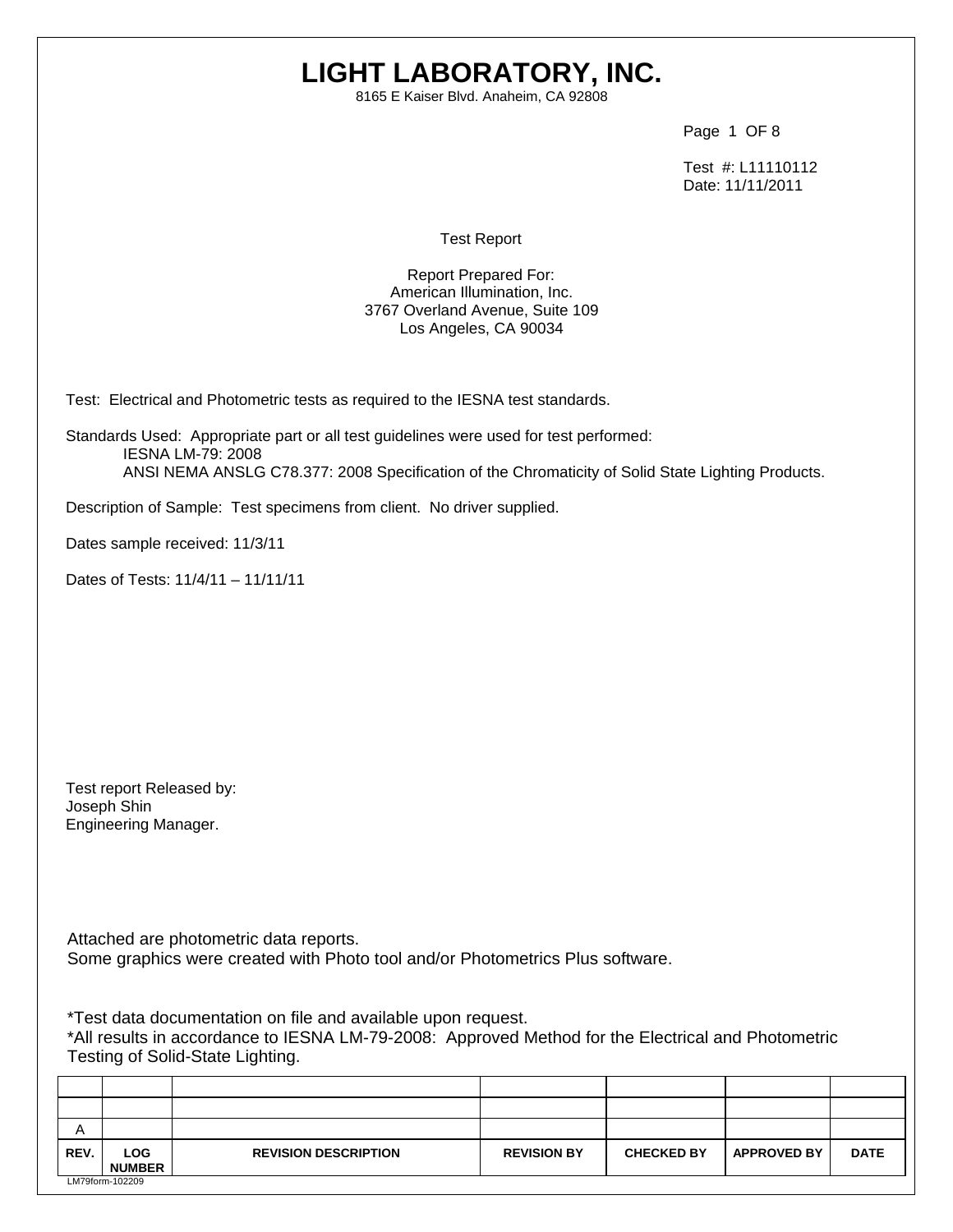# LIGHT LABORATORY, INC.

8165 E Kaiser Blvd. Anaheim, CA 92808

Test #: L11110112
Date: 11/11/2011

Test Report

Report Prepared For:
American Illumination, Inc.
3767 Overland Avenue, Suite 109
Los Angeles, CA 90034

Test: Electrical and Photometric tests as required to the IESNA test standards.

Standards Used: Appropriate part or all test guidelines were used for test performed:
- IESNA LM-79: 2008
- ANSI NEMA ANSLG C78.377: 2008 Specification of the Chromaticity of Solid State Lighting Products.

Description of Sample: Test specimens from client. No driver supplied.

Dates sample received: 11/3/11

Dates of Tests: 11/4/11 – 11/11/11

Test report Released by:
Joseph Shin
Engineering Manager.

Attached are photometric data reports.
Some graphics were created with Photo tool and/or Photometrics Plus software.

*Test data documentation on file and available upon request.
*All results in accordance to IESNA LM-79-2008: Approved Method for the Electrical and Photometric Testing of Solid-State Lighting.

| | | | | | | |
|---|---|---|---|---|---|---|
| | | | | | | |
| A | | | | | | |
| **REV.** | **LOG NUMBER** | **REVISION DESCRIPTION** | **REVISION BY** | **CHECKED BY** | **APPROVED BY** | **DATE** |

LM79form-102209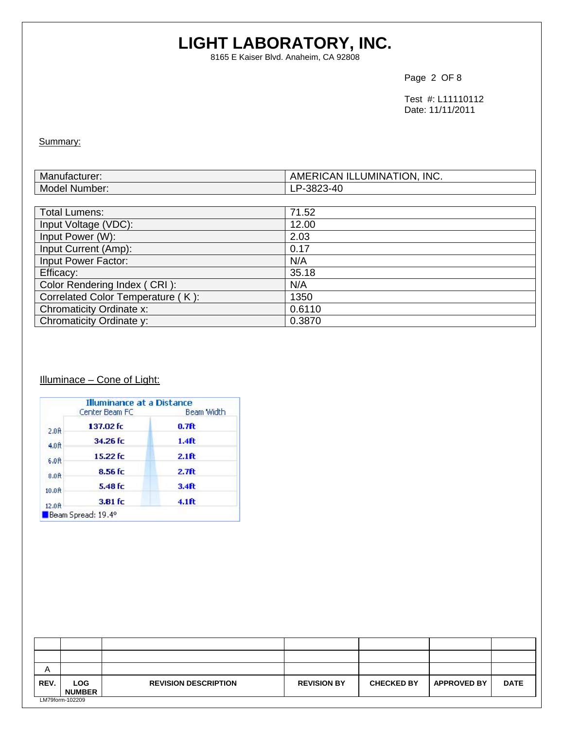# LIGHT LABORATORY, INC.

8165 E Kaiser Blvd. Anaheim, CA 92808

Test #: L11110112
Date: 11/11/2011

Summary:

| | |
|---|---|
| Manufacturer: | AMERICAN ILLUMINATION, INC. |
| Model Number: | LP-3823-40 |

| | |
|---|---|
| Total Lumens: | 71.52 |
| Input Voltage (VDC): | 12.00 |
| Input Power (W): | 2.03 |
| Input Current (Amp): | 0.17 |
| Input Power Factor: | N/A |
| Efficacy: | 35.18 |
| Color Rendering Index ( CRI ): | N/A |
| Correlated Color Temperature ( K ): | 1350 |
| Chromaticity Ordinate x: | 0.6110 |
| Chromaticity Ordinate y: | 0.3870 |

Illuminace – Cone of Light:

**Illuminance at a Distance**

| | Center Beam FC | Beam Width |
|---|---|---|
| 2.0ft | 137.02 fc | 0.7ft |
| 4.0ft | 34.26 fc | 1.4ft |
| 6.0ft | 15.22 fc | 2.1ft |
| 8.0ft | 8.56 fc | 2.7ft |
| 10.0ft | 5.48 fc | 3.4ft |
| 12.0ft | 3.81 fc | 4.1ft |

Beam Spread: 19.4°

| REV. | LOG NUMBER | REVISION DESCRIPTION | REVISION BY | CHECKED BY | APPROVED BY | DATE |
|---|---|---|---|---|---|---|
| | | | | | | |
| | | | | | | |
| A | | | | | | |

LM79form-102209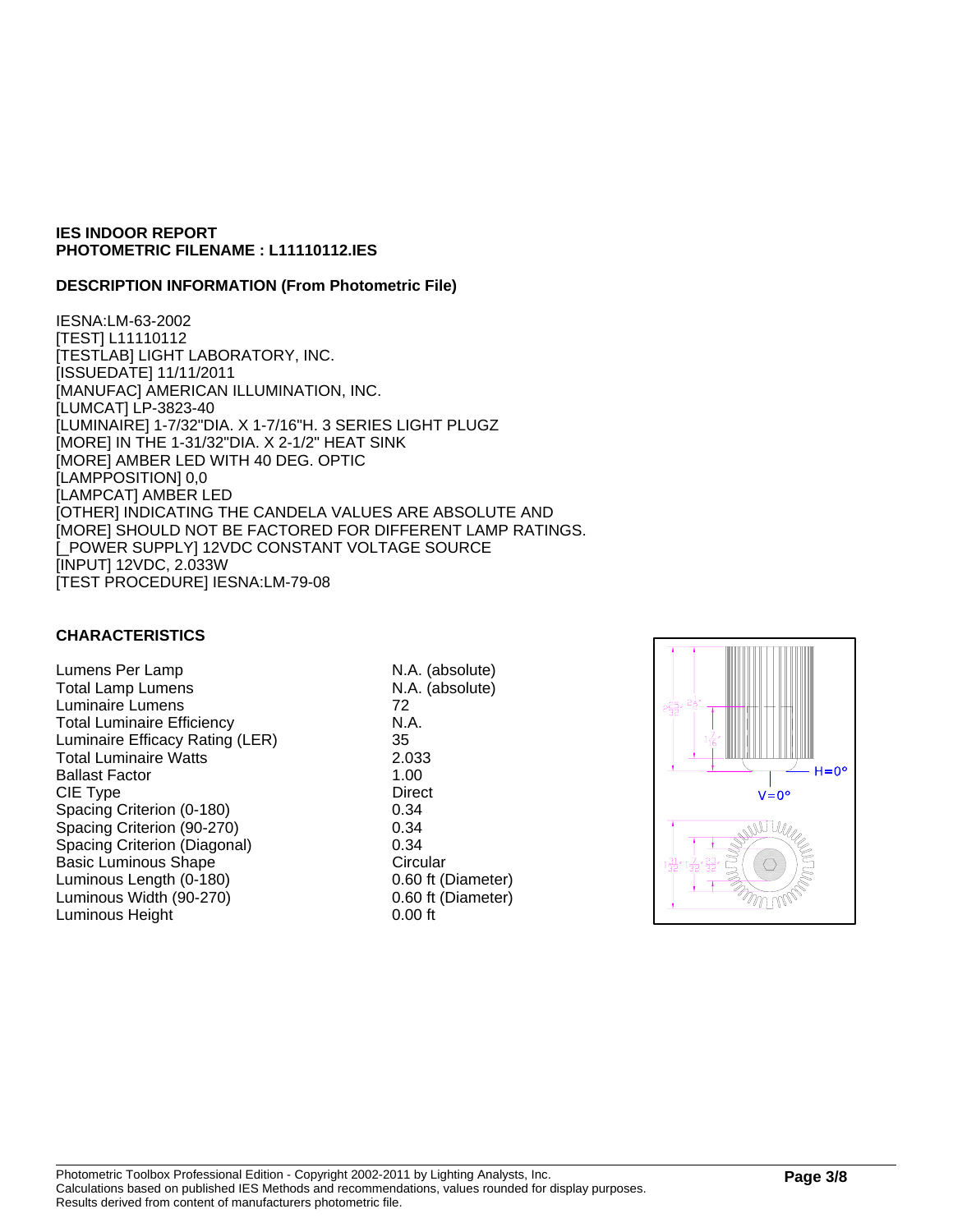**IES INDOOR REPORT**
**PHOTOMETRIC FILENAME : L11110112.IES**

**DESCRIPTION INFORMATION (From Photometric File)**

IESNA:LM-63-2002
[TEST] L11110112
[TESTLAB] LIGHT LABORATORY, INC.
[ISSUEDATE] 11/11/2011
[MANUFAC] AMERICAN ILLUMINATION, INC.
[LUMCAT] LP-3823-40
[LUMINAIRE] 1-7/32"DIA. X 1-7/16"H. 3 SERIES LIGHT PLUGZ
[MORE] IN THE 1-31/32"DIA. X 2-1/2" HEAT SINK
[MORE] AMBER LED WITH 40 DEG. OPTIC
[LAMPPOSITION] 0,0
[LAMPCAT] AMBER LED
[OTHER] INDICATING THE CANDELA VALUES ARE ABSOLUTE AND
[MORE] SHOULD NOT BE FACTORED FOR DIFFERENT LAMP RATINGS.
[_POWER SUPPLY] 12VDC CONSTANT VOLTAGE SOURCE
[INPUT] 12VDC, 2.033W
[TEST PROCEDURE] IESNA:LM-79-08

**CHARACTERISTICS**

| | |
|---|---|
| Lumens Per Lamp | N.A. (absolute) |
| Total Lamp Lumens | N.A. (absolute) |
| Luminaire Lumens | 72 |
| Total Luminaire Efficiency | N.A. |
| Luminaire Efficacy Rating (LER) | 35 |
| Total Luminaire Watts | 2.033 |
| Ballast Factor | 1.00 |
| CIE Type | Direct |
| Spacing Criterion (0-180) | 0.34 |
| Spacing Criterion (90-270) | 0.34 |
| Spacing Criterion (Diagonal) | 0.34 |
| Basic Luminous Shape | Circular |
| Luminous Length (0-180) | 0.60 ft (Diameter) |
| Luminous Width (90-270) | 0.60 ft (Diameter) |
| Luminous Height | 0.00 ft |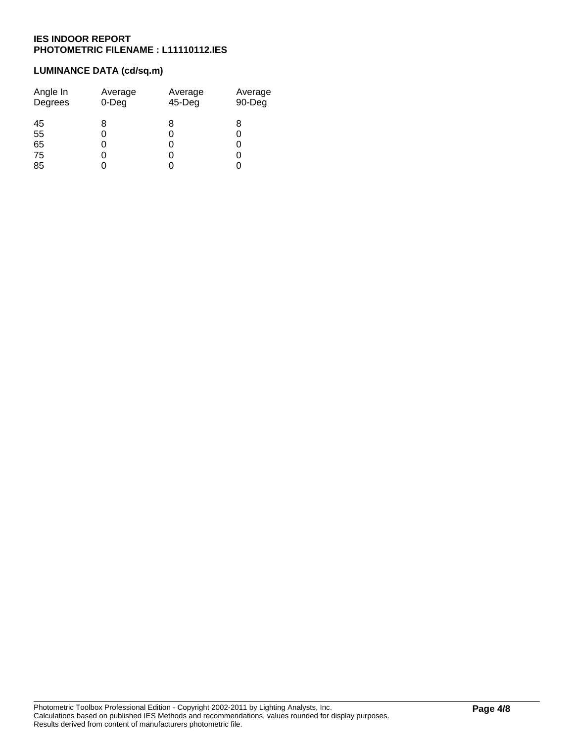**IES INDOOR REPORT**
**PHOTOMETRIC FILENAME : L11110112.IES**

## LUMINANCE DATA (cd/sq.m)

| Angle In Degrees | Average 0-Deg | Average 45-Deg | Average 90-Deg |
|---|---|---|---|
| 45 | 8 | 8 | 8 |
| 55 | 0 | 0 | 0 |
| 65 | 0 | 0 | 0 |
| 75 | 0 | 0 | 0 |
| 85 | 0 | 0 | 0 |

Photometric Toolbox Professional Edition - Copyright 2002-2011 by Lighting Analysts, Inc.
Calculations based on published IES Methods and recommendations, values rounded for display purposes.
Results derived from content of manufacturers photometric file.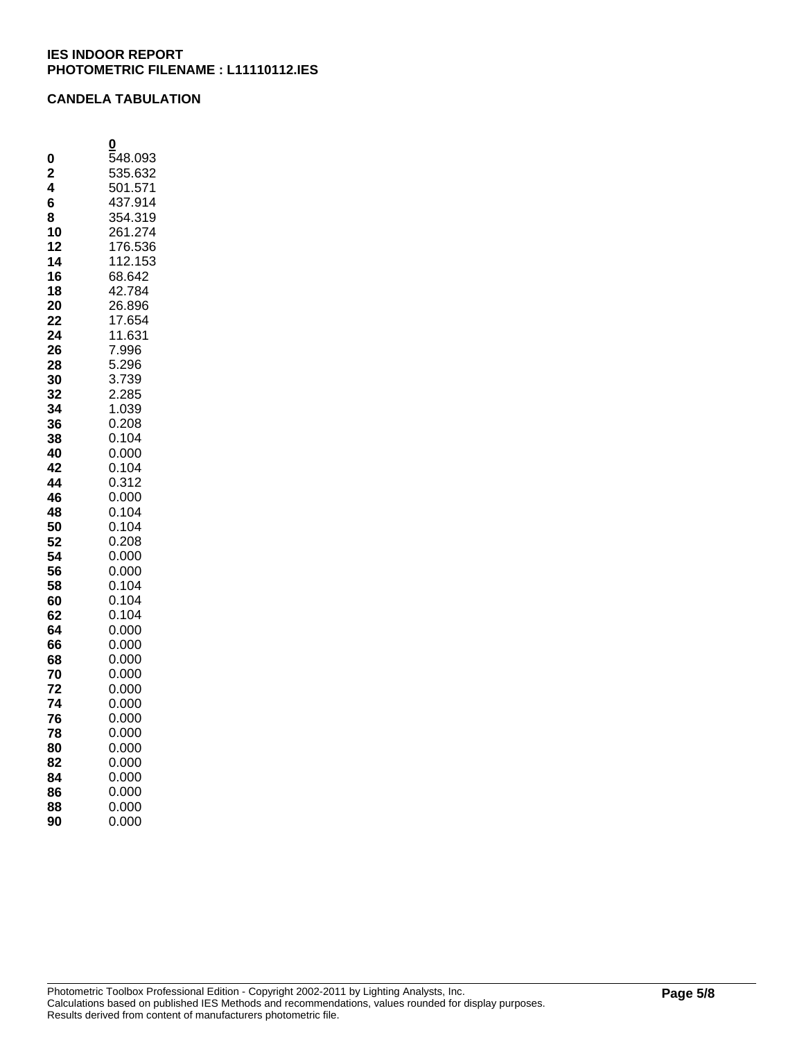**IES INDOOR REPORT**
**PHOTOMETRIC FILENAME : L11110112.IES**

**CANDELA TABULATION**

| | 0 |
|---|---|
| **0** | 548.093 |
| **2** | 535.632 |
| **4** | 501.571 |
| **6** | 437.914 |
| **8** | 354.319 |
| **10** | 261.274 |
| **12** | 176.536 |
| **14** | 112.153 |
| **16** | 68.642 |
| **18** | 42.784 |
| **20** | 26.896 |
| **22** | 17.654 |
| **24** | 11.631 |
| **26** | 7.996 |
| **28** | 5.296 |
| **30** | 3.739 |
| **32** | 2.285 |
| **34** | 1.039 |
| **36** | 0.208 |
| **38** | 0.104 |
| **40** | 0.000 |
| **42** | 0.104 |
| **44** | 0.312 |
| **46** | 0.000 |
| **48** | 0.104 |
| **50** | 0.104 |
| **52** | 0.208 |
| **54** | 0.000 |
| **56** | 0.000 |
| **58** | 0.104 |
| **60** | 0.104 |
| **62** | 0.104 |
| **64** | 0.000 |
| **66** | 0.000 |
| **68** | 0.000 |
| **70** | 0.000 |
| **72** | 0.000 |
| **74** | 0.000 |
| **76** | 0.000 |
| **78** | 0.000 |
| **80** | 0.000 |
| **82** | 0.000 |
| **84** | 0.000 |
| **86** | 0.000 |
| **88** | 0.000 |
| **90** | 0.000 |

Photometric Toolbox Professional Edition - Copyright 2002-2011 by Lighting Analysts, Inc.
Calculations based on published IES Methods and recommendations, values rounded for display purposes.
Results derived from content of manufacturers photometric file.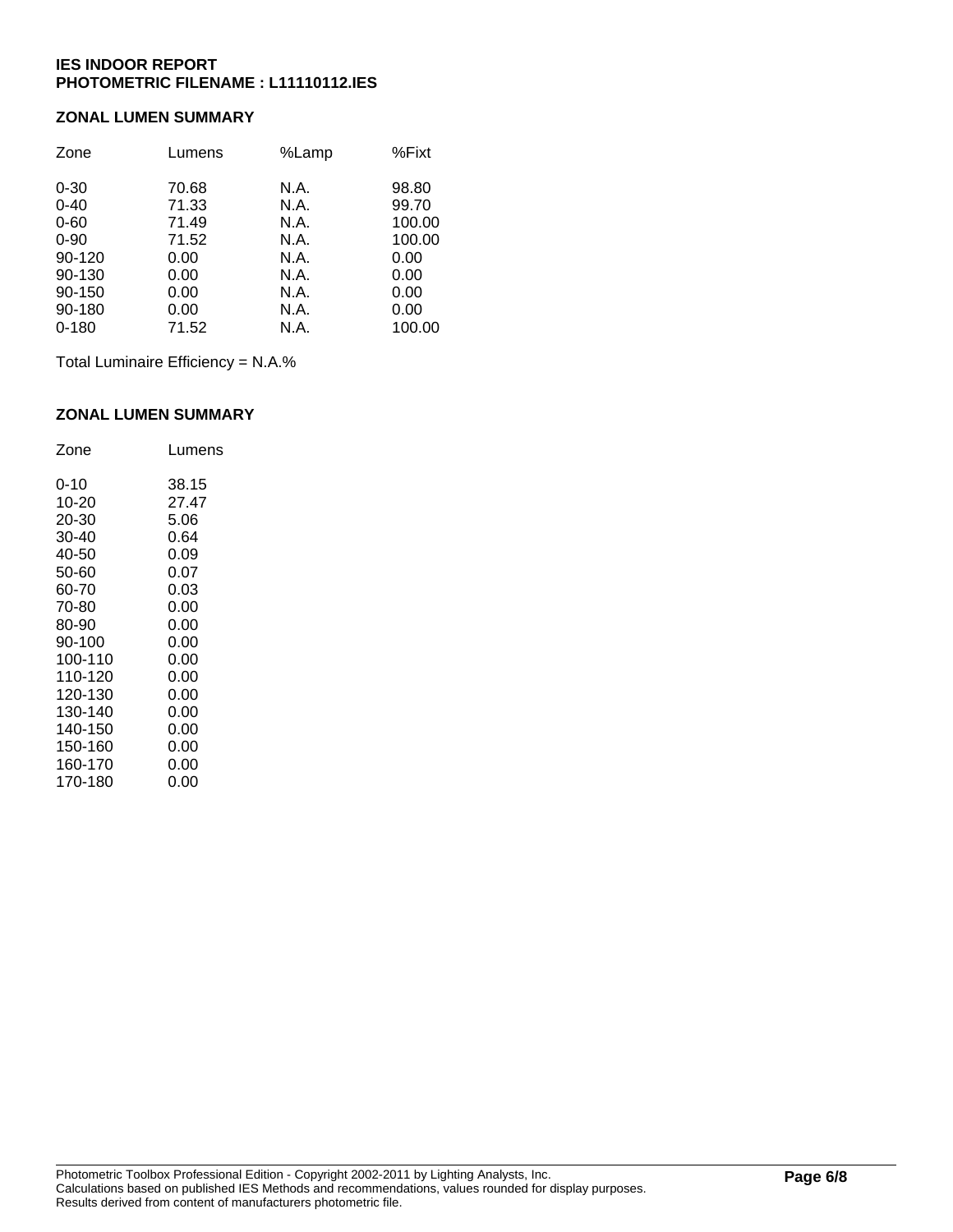**IES INDOOR REPORT**
**PHOTOMETRIC FILENAME : L11110112.IES**

## ZONAL LUMEN SUMMARY

| Zone | Lumens | %Lamp | %Fixt |
|---|---|---|---|
| 0-30 | 70.68 | N.A. | 98.80 |
| 0-40 | 71.33 | N.A. | 99.70 |
| 0-60 | 71.49 | N.A. | 100.00 |
| 0-90 | 71.52 | N.A. | 100.00 |
| 90-120 | 0.00 | N.A. | 0.00 |
| 90-130 | 0.00 | N.A. | 0.00 |
| 90-150 | 0.00 | N.A. | 0.00 |
| 90-180 | 0.00 | N.A. | 0.00 |
| 0-180 | 71.52 | N.A. | 100.00 |

Total Luminaire Efficiency = N.A.%

## ZONAL LUMEN SUMMARY

| Zone | Lumens |
|---|---|
| 0-10 | 38.15 |
| 10-20 | 27.47 |
| 20-30 | 5.06 |
| 30-40 | 0.64 |
| 40-50 | 0.09 |
| 50-60 | 0.07 |
| 60-70 | 0.03 |
| 70-80 | 0.00 |
| 80-90 | 0.00 |
| 90-100 | 0.00 |
| 100-110 | 0.00 |
| 110-120 | 0.00 |
| 120-130 | 0.00 |
| 130-140 | 0.00 |
| 140-150 | 0.00 |
| 150-160 | 0.00 |
| 160-170 | 0.00 |
| 170-180 | 0.00 |

Photometric Toolbox Professional Edition - Copyright 2002-2011 by Lighting Analysts, Inc.
Calculations based on published IES Methods and recommendations, values rounded for display purposes.
Results derived from content of manufacturers photometric file.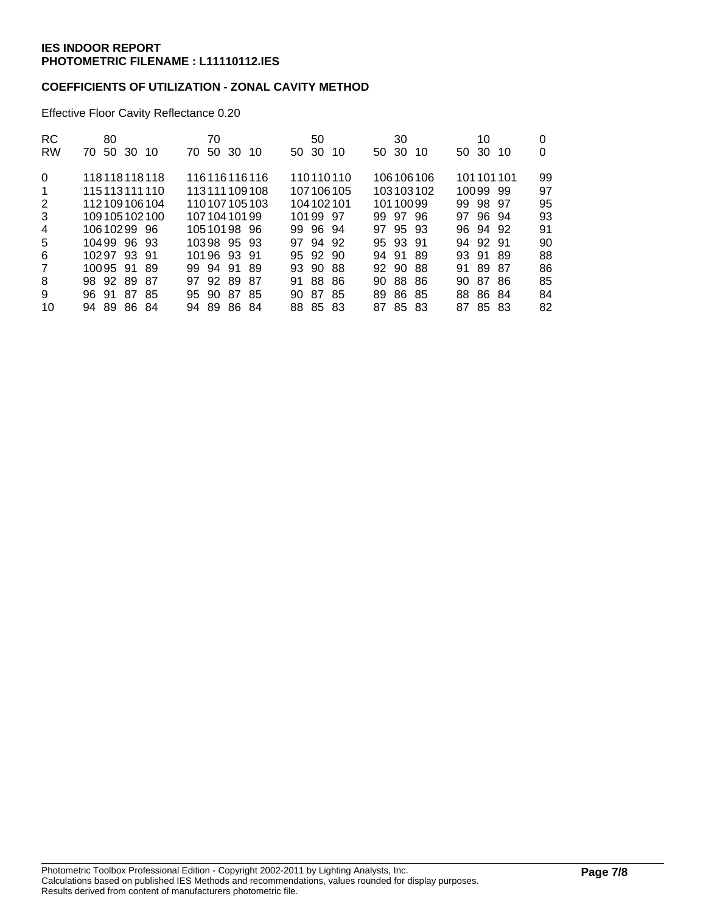**IES INDOOR REPORT**
**PHOTOMETRIC FILENAME : L11110112.IES**

**COEFFICIENTS OF UTILIZATION - ZONAL CAVITY METHOD**

Effective Floor Cavity Reflectance 0.20

| RC | 80 | | | | 70 | | | | 50 | | | 30 | | | 10 | | | 0 |
|---|---|---|---|---|---|---|---|---|---|---|---|---|---|---|---|---|---|---|
| RW | 70 | 50 | 30 | 10 | 70 | 50 | 30 | 10 | 50 | 30 | 10 | 50 | 30 | 10 | 50 | 30 | 10 | 0 |
| 0 | 118 | 118 | 118 | 118 | 116 | 116 | 116 | 116 | 110 | 110 | 110 | 106 | 106 | 106 | 101 | 101 | 101 | 99 |
| 1 | 115 | 113 | 111 | 110 | 113 | 111 | 109 | 108 | 107 | 106 | 105 | 103 | 103 | 102 | 100 | 99 | 99 | 97 |
| 2 | 112 | 109 | 106 | 104 | 110 | 107 | 105 | 103 | 104 | 102 | 101 | 101 | 100 | 99 | 99 | 98 | 97 | 95 |
| 3 | 109 | 105 | 102 | 100 | 107 | 104 | 101 | 99 | 101 | 99 | 97 | 99 | 97 | 96 | 97 | 96 | 94 | 93 |
| 4 | 106 | 102 | 99 | 96 | 105 | 101 | 98 | 96 | 99 | 96 | 94 | 97 | 95 | 93 | 96 | 94 | 92 | 91 |
| 5 | 104 | 99 | 96 | 93 | 103 | 98 | 95 | 93 | 97 | 94 | 92 | 95 | 93 | 91 | 94 | 92 | 91 | 90 |
| 6 | 102 | 97 | 93 | 91 | 101 | 96 | 93 | 91 | 95 | 92 | 90 | 94 | 91 | 89 | 93 | 91 | 89 | 88 |
| 7 | 100 | 95 | 91 | 89 | 99 | 94 | 91 | 89 | 93 | 90 | 88 | 92 | 90 | 88 | 91 | 89 | 87 | 86 |
| 8 | 98 | 92 | 89 | 87 | 97 | 92 | 89 | 87 | 91 | 88 | 86 | 90 | 88 | 86 | 90 | 87 | 86 | 85 |
| 9 | 96 | 91 | 87 | 85 | 95 | 90 | 87 | 85 | 90 | 87 | 85 | 89 | 86 | 85 | 88 | 86 | 84 | 84 |
| 10 | 94 | 89 | 86 | 84 | 94 | 89 | 86 | 84 | 88 | 85 | 83 | 87 | 85 | 83 | 87 | 85 | 83 | 82 |

Photometric Toolbox Professional Edition - Copyright 2002-2011 by Lighting Analysts, Inc.
Calculations based on published IES Methods and recommendations, values rounded for display purposes.
Results derived from content of manufacturers photometric file.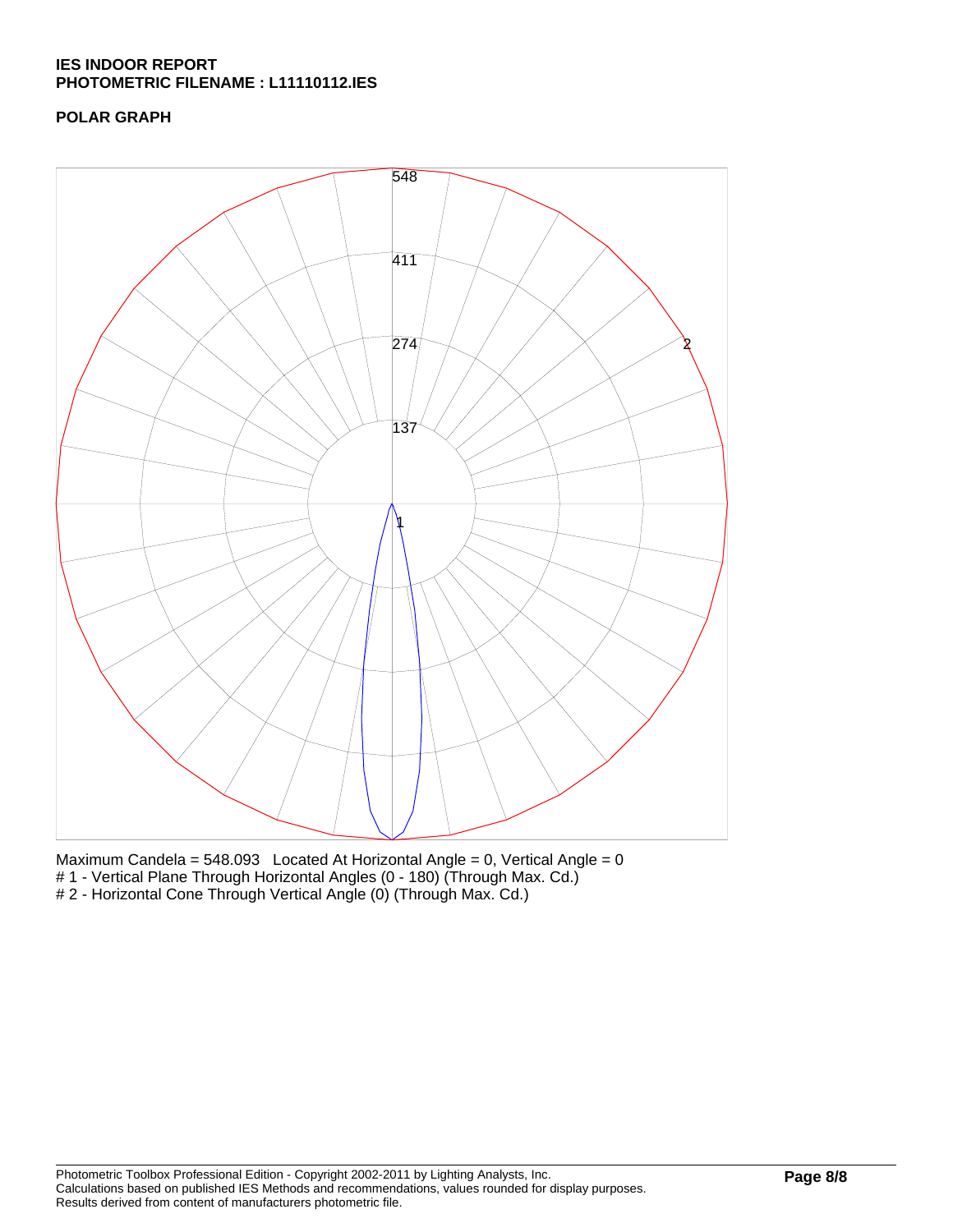**IES INDOOR REPORT**
**PHOTOMETRIC FILENAME : L11110112.IES**

**POLAR GRAPH**

548

411

274

137

1

2

Maximum Candela = 548.093 Located At Horizontal Angle = 0, Vertical Angle = 0

# 1 - Vertical Plane Through Horizontal Angles (0 - 180) (Through Max. Cd.)

# 2 - Horizontal Cone Through Vertical Angle (0) (Through Max. Cd.)

Photometric Toolbox Professional Edition - Copyright 2002-2011 by Lighting Analysts, Inc.
Calculations based on published IES Methods and recommendations, values rounded for display purposes.
Results derived from content of manufacturers photometric file.